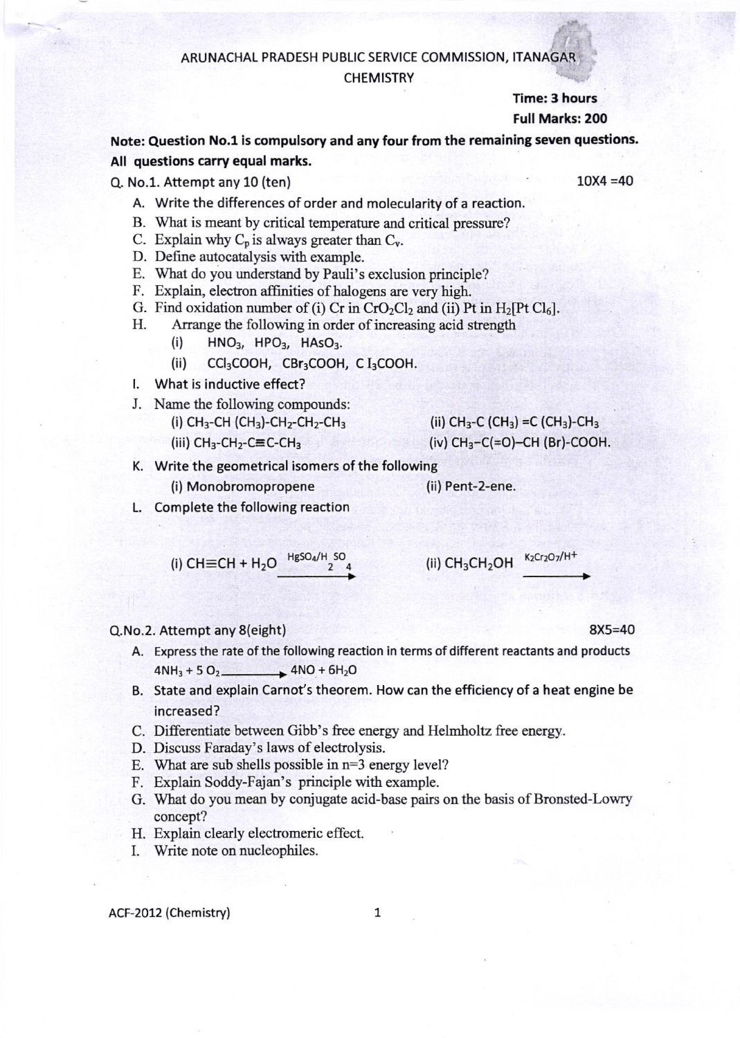ARUNACHAL PRADESH PUBLIC SERVICE COMMISSION, ITANAGAR

CHEMISTRY

**Time: 3 hours**

**Full Marks: 200**

**Note: Question No.1 is compulsory and any four from the remaining seven questions. All questions carry equal marks.**

Q. No.1. Attempt any 10 (ten) $10X4 = 40$

A. Write the differences of order and molecularity of a reaction.

B. What is meant by critical temperature and critical pressure?

C. Explain why $C_p$ is always greater than $C_v$.

D. Define autocatalysis with example.

E. What do you understand by Pauli's exclusion principle?

F. Explain, electron affinities of halogens are very high.

G. Find oxidation number of (i) Cr in $CrO_2Cl_2$ and (ii) Pt in $H_2[PtCl_6]$.

H. Arrange the following in order of increasing acid strength

(i) $HNO_3$, $HPO_3$, $HAsO_3$.

(ii) $CCl_3COOH$, $CBr_3COOH$, $CI_3COOH$.

I. What is inductive effect?

J. Name the following compounds:

(i) $CH_3\text{-}CH(CH_3)\text{-}CH_2\text{-}CH_2\text{-}CH_3$

(ii) $CH_3\text{-}C(CH_3)=C(CH_3)\text{-}CH_3$

(iii) $CH_3\text{-}CH_2\text{-}C\equiv C\text{-}CH_3$

(iv) $CH_3\text{-}C(=O)\text{-}CH(Br)\text{-}COOH$.

K. Write the geometrical isomers of the following

(i) Monobromopropene

(ii) Pent-2-ene.

L. Complete the following reaction

(i) $CH\equiv CH + H_2O \xrightarrow{HgSO_4/H_2SO_4}$

(ii) $CH_3CH_2OH \xrightarrow{K_2Cr_2O_7/H^+}$

Q.No.2. Attempt any 8(eight) $8X5 = 40$

A. Express the rate of the following reaction in terms of different reactants and products

$4NH_3 + 5O_2 \longrightarrow 4NO + 6H_2O$

B. State and explain Carnot's theorem. How can the efficiency of a heat engine be increased?

C. Differentiate between Gibb's free energy and Helmholtz free energy.

D. Discuss Faraday's laws of electrolysis.

E. What are sub shells possible in n=3 energy level?

F. Explain Soddy-Fajan's principle with example.

G. What do you mean by conjugate acid-base pairs on the basis of Bronsted-Lowry concept?

H. Explain clearly electromeric effect.

I. Write note on nucleophiles.

ACF-2012 (Chemistry)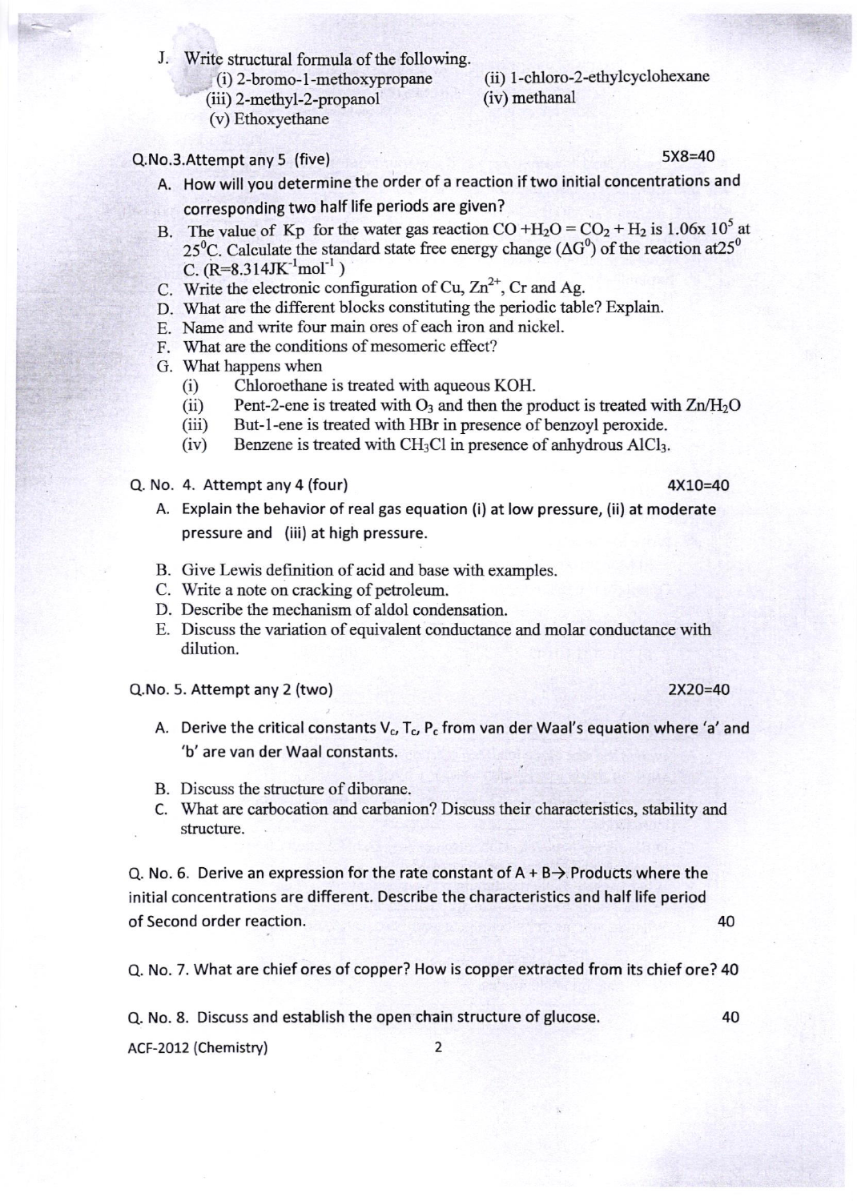J. Write structural formula of the following.

(i) 2-bromo-1-methoxypropane (ii) 1-chloro-2-ethylcyclohexane
(iii) 2-methyl-2-propanol (iv) methanal
(v) Ethoxyethane

**Q.No.3.Attempt any 5 (five)** **5X8=40**

A. How will you determine the order of a reaction if two initial concentrations and corresponding two half life periods are given?

B. The value of Kp for the water gas reaction $CO + H_2O = CO_2 + H_2$ is $1.06 \times 10^5$ at $25^0C$. Calculate the standard state free energy change ($\Delta G^0$) of the reaction at $25^0$ C. ($R=8.314 JK^{-1}mol^{-1}$)

C. Write the electronic configuration of Cu, $Zn^{2+}$, Cr and Ag.

D. What are the different blocks constituting the periodic table? Explain.

E. Name and write four main ores of each iron and nickel.

F. What are the conditions of mesomeric effect?

G. What happens when

(i) Chloroethane is treated with aqueous KOH.
(ii) Pent-2-ene is treated with $O_3$ and then the product is treated with $Zn/H_2O$
(iii) But-1-ene is treated with HBr in presence of benzoyl peroxide.
(iv) Benzene is treated with $CH_3Cl$ in presence of anhydrous $AlCl_3$.

**Q. No. 4. Attempt any 4 (four)** **4X10=40**

A. Explain the behavior of real gas equation (i) at low pressure, (ii) at moderate pressure and (iii) at high pressure.

B. Give Lewis definition of acid and base with examples.

C. Write a note on cracking of petroleum.

D. Describe the mechanism of aldol condensation.

E. Discuss the variation of equivalent conductance and molar conductance with dilution.

**Q.No. 5. Attempt any 2 (two)** **2X20=40**

A. Derive the critical constants $V_c$, $T_c$, $P_c$ from van der Waal's equation where 'a' and 'b' are van der Waal constants.

B. Discuss the structure of diborane.

C. What are carbocation and carbanion? Discuss their characteristics, stability and structure.

Q. No. 6. Derive an expression for the rate constant of A + B→ Products where the initial concentrations are different. Describe the characteristics and half life period of Second order reaction. **40**

Q. No. 7. What are chief ores of copper? How is copper extracted from its chief ore? **40**

Q. No. 8. Discuss and establish the open chain structure of glucose. **40**

ACF-2012 (Chemistry)